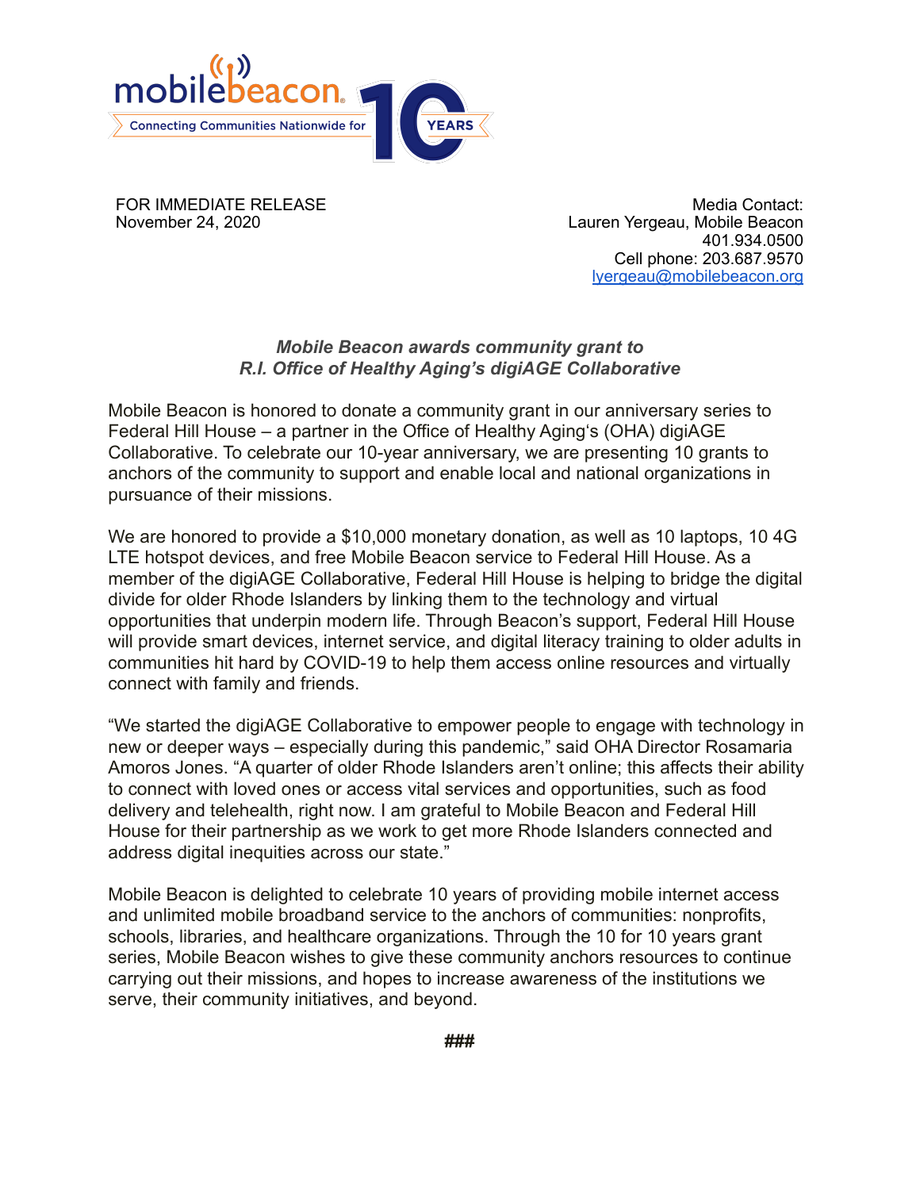mobilebeacon.

Connecting Communities Nationwide for 10 YEARS

FOR IMMEDIATE RELEASE
November 24, 2020

Media Contact:
Lauren Yergeau, Mobile Beacon
401.934.0500
Cell phone: 203.687.9570
lyergeau@mobilebeacon.org

***Mobile Beacon awards community grant to R.I. Office of Healthy Aging's digiAGE Collaborative***

Mobile Beacon is honored to donate a community grant in our anniversary series to Federal Hill House – a partner in the Office of Healthy Aging's (OHA) digiAGE Collaborative. To celebrate our 10-year anniversary, we are presenting 10 grants to anchors of the community to support and enable local and national organizations in pursuance of their missions.

We are honored to provide a $10,000 monetary donation, as well as 10 laptops, 10 4G LTE hotspot devices, and free Mobile Beacon service to Federal Hill House. As a member of the digiAGE Collaborative, Federal Hill House is helping to bridge the digital divide for older Rhode Islanders by linking them to the technology and virtual opportunities that underpin modern life. Through Beacon's support, Federal Hill House will provide smart devices, internet service, and digital literacy training to older adults in communities hit hard by COVID-19 to help them access online resources and virtually connect with family and friends.

"We started the digiAGE Collaborative to empower people to engage with technology in new or deeper ways – especially during this pandemic," said OHA Director Rosamaria Amoros Jones. "A quarter of older Rhode Islanders aren't online; this affects their ability to connect with loved ones or access vital services and opportunities, such as food delivery and telehealth, right now. I am grateful to Mobile Beacon and Federal Hill House for their partnership as we work to get more Rhode Islanders connected and address digital inequities across our state."

Mobile Beacon is delighted to celebrate 10 years of providing mobile internet access and unlimited mobile broadband service to the anchors of communities: nonprofits, schools, libraries, and healthcare organizations. Through the 10 for 10 years grant series, Mobile Beacon wishes to give these community anchors resources to continue carrying out their missions, and hopes to increase awareness of the institutions we serve, their community initiatives, and beyond.

**###**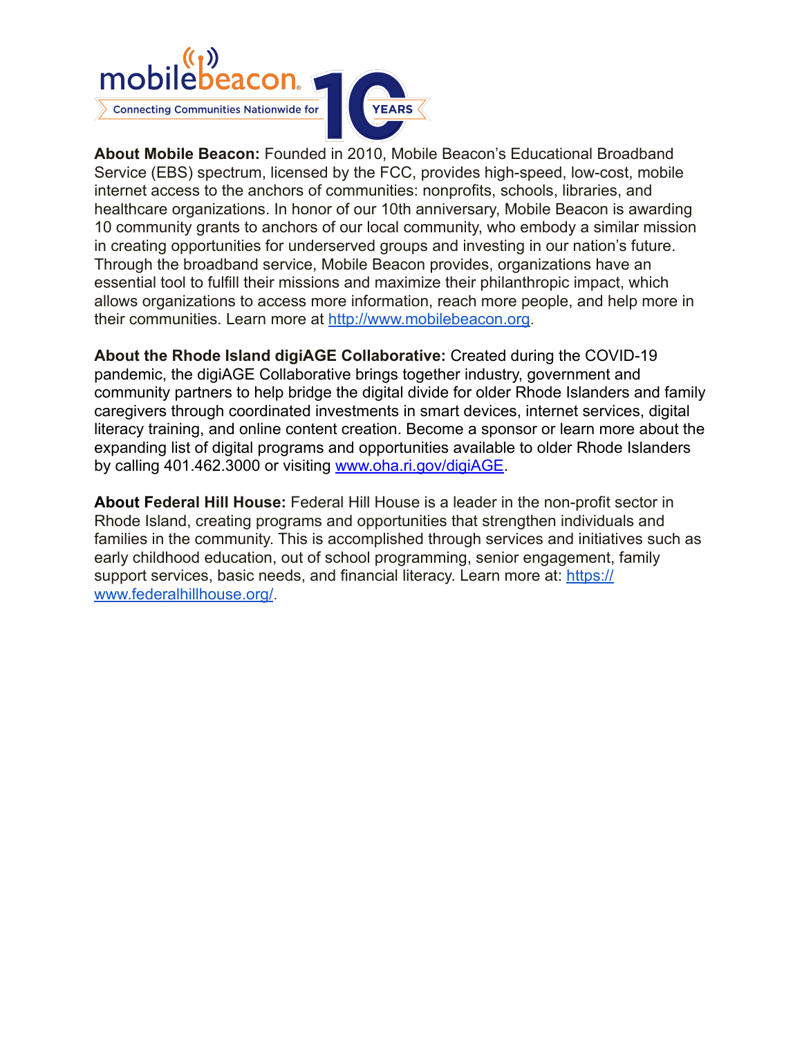mobilebeacon. Connecting Communities Nationwide for 10 YEARS

**About Mobile Beacon:** Founded in 2010, Mobile Beacon's Educational Broadband Service (EBS) spectrum, licensed by the FCC, provides high-speed, low-cost, mobile internet access to the anchors of communities: nonprofits, schools, libraries, and healthcare organizations. In honor of our 10th anniversary, Mobile Beacon is awarding 10 community grants to anchors of our local community, who embody a similar mission in creating opportunities for underserved groups and investing in our nation's future. Through the broadband service, Mobile Beacon provides, organizations have an essential tool to fulfill their missions and maximize their philanthropic impact, which allows organizations to access more information, reach more people, and help more in their communities. Learn more at [http://www.mobilebeacon.org](http://www.mobilebeacon.org).

**About the Rhode Island digiAGE Collaborative:** Created during the COVID-19 pandemic, the digiAGE Collaborative brings together industry, government and community partners to help bridge the digital divide for older Rhode Islanders and family caregivers through coordinated investments in smart devices, internet services, digital literacy training, and online content creation. Become a sponsor or learn more about the expanding list of digital programs and opportunities available to older Rhode Islanders by calling 401.462.3000 or visiting [www.oha.ri.gov/digiAGE](www.oha.ri.gov/digiAGE).

**About Federal Hill House:** Federal Hill House is a leader in the non-profit sector in Rhode Island, creating programs and opportunities that strengthen individuals and families in the community. This is accomplished through services and initiatives such as early childhood education, out of school programming, senior engagement, family support services, basic needs, and financial literacy. Learn more at: [https://www.federalhillhouse.org/](https://www.federalhillhouse.org/).